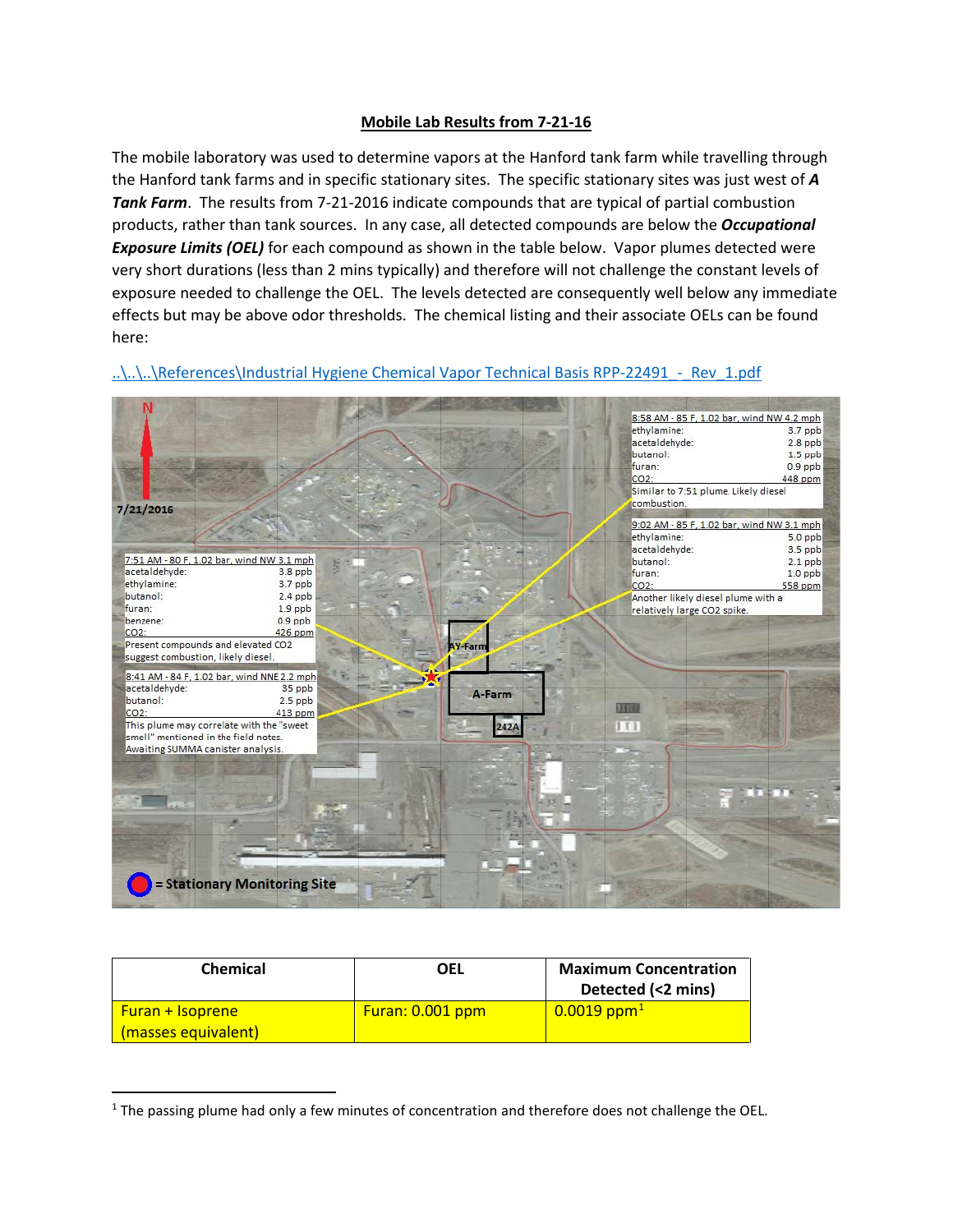# Mobile Lab Results from 7-21-16

The mobile laboratory was used to determine vapors at the Hanford tank farm while travelling through the Hanford tank farms and in specific stationary sites. The specific stationary sites was just west of ***A Tank Farm***. The results from 7-21-2016 indicate compounds that are typical of partial combustion products, rather than tank sources. In any case, all detected compounds are below the ***Occupational Exposure Limits (OEL)*** for each compound as shown in the table below. Vapor plumes detected were very short durations (less than 2 mins typically) and therefore will not challenge the constant levels of exposure needed to challenge the OEL. The levels detected are consequently well below any immediate effects but may be above odor thresholds. The chemical listing and their associate OELs can be found here:

..\..\..\References\Industrial Hygiene Chemical Vapor Technical Basis RPP-22491_-_Rev_1.pdf

N

7/21/2016

7:51 AM - 80 F, 1.02 bar, wind NW 3.1 mph

| | |
|---|---|
| acetaldehyde: | 3.8 ppb |
| ethylamine: | 3.7 ppb |
| butanol: | 2.4 ppb |
| furan: | 1.9 ppb |
| benzene: | 0.9 ppb |
| $CO_2$: | 426 ppm |

Present compounds and elevated $CO_2$ suggest combustion, likely diesel.

8:41 AM - 84 F, 1.02 bar, wind NNE 2.2 mph

| | |
|---|---|
| acetaldehyde: | 35 ppb |
| butanol: | 2.5 ppb |
| $CO_2$: | 413 ppm |

This plume may correlate with the "sweet smell" mentioned in the field notes. Awaiting SUMMA canister analysis.

8:58 AM - 85 F, 1.02 bar, wind NW 4.2 mph

| | |
|---|---|
| ethylamine: | 3.7 ppb |
| acetaldehyde: | 2.8 ppb |
| butanol: | 1.5 ppb |
| furan: | 0.9 ppb |
| $CO_2$: | 448 ppm |

Similar to 7:51 plume. Likely diesel combustion.

9:02 AM - 85 F, 1.02 bar, wind NW 3.1 mph

| | |
|---|---|
| ethylamine: | 5.0 ppb |
| acetaldehyde: | 3.5 ppb |
| butanol: | 2.1 ppb |
| furan: | 1.0 ppb |
| $CO_2$: | 558 ppm |

Another likely diesel plume with a relatively large $CO_2$ spike.

AY-Farm

A-Farm

242A

= Stationary Monitoring Site

| Chemical | OEL | Maximum Concentration Detected (<2 mins) |
|---|---|---|
| Furan + Isoprene (masses equivalent) | Furan: 0.001 ppm | 0.0019 ppm[1] |

[1] The passing plume had only a few minutes of concentration and therefore does not challenge the OEL.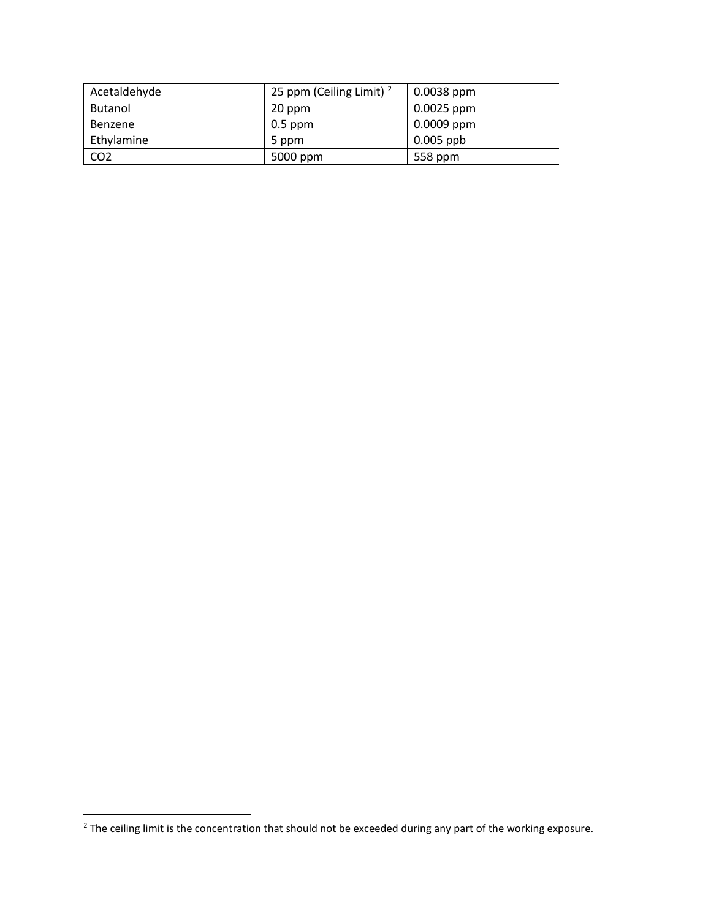| | | |
|---|---|---|
| Acetaldehyde | 25 ppm (Ceiling Limit) [2] | 0.0038 ppm |
| Butanol | 20 ppm | 0.0025 ppm |
| Benzene | 0.5 ppm | 0.0009 ppm |
| Ethylamine | 5 ppm | 0.005 ppb |
| $CO_2$ | 5000 ppm | 558 ppm |

[2] The ceiling limit is the concentration that should not be exceeded during any part of the working exposure.